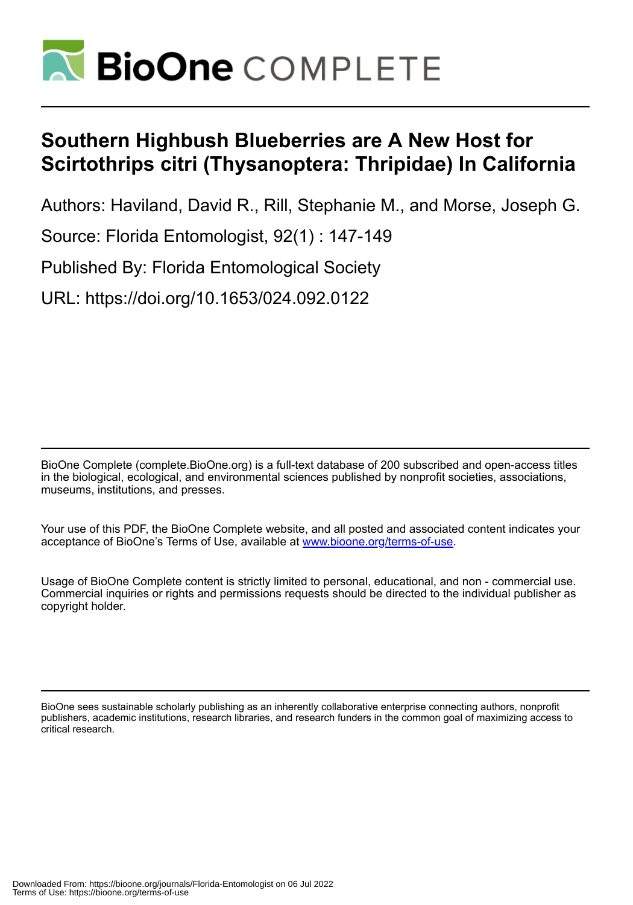# Southern Highbush Blueberries are A New Host for Scirtothrips citri (Thysanoptera: Thripidae) In California

Authors: Haviland, David R., Rill, Stephanie M., and Morse, Joseph G.

Source: Florida Entomologist, 92(1) : 147-149

Published By: Florida Entomological Society

URL: https://doi.org/10.1653/024.092.0122

BioOne Complete (complete.BioOne.org) is a full-text database of 200 subscribed and open-access titles in the biological, ecological, and environmental sciences published by nonprofit societies, associations, museums, institutions, and presses.

Your use of this PDF, the BioOne Complete website, and all posted and associated content indicates your acceptance of BioOne's Terms of Use, available at www.bioone.org/terms-of-use.

Usage of BioOne Complete content is strictly limited to personal, educational, and non - commercial use. Commercial inquiries or rights and permissions requests should be directed to the individual publisher as copyright holder.

BioOne sees sustainable scholarly publishing as an inherently collaborative enterprise connecting authors, nonprofit publishers, academic institutions, research libraries, and research funders in the common goal of maximizing access to critical research.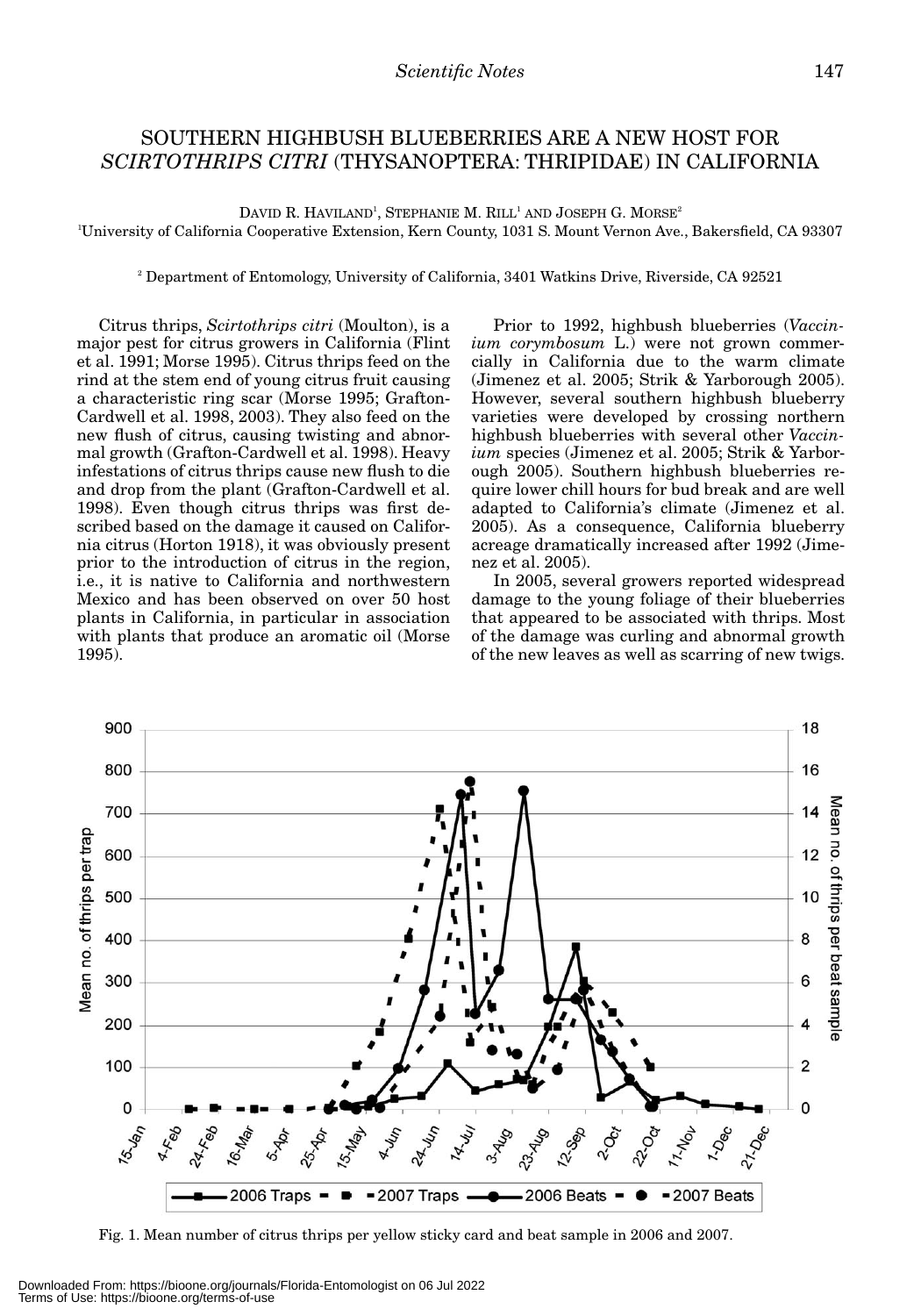# SOUTHERN HIGHBUSH BLUEBERRIES ARE A NEW HOST FOR *SCIRTOTHRIPS CITRI* (THYSANOPTERA: THRIPIDAE) IN CALIFORNIA

DAVID R. HAVILAND[1], STEPHANIE M. RILL[1] AND JOSEPH G. MORSE[2]

[1]University of California Cooperative Extension, Kern County, 1031 S. Mount Vernon Ave., Bakersfield, CA 93307

[2] Department of Entomology, University of California, 3401 Watkins Drive, Riverside, CA 92521

Citrus thrips, *Scirtothrips citri* (Moulton), is a major pest for citrus growers in California (Flint et al. 1991; Morse 1995). Citrus thrips feed on the rind at the stem end of young citrus fruit causing a characteristic ring scar (Morse 1995; Grafton-Cardwell et al. 1998, 2003). They also feed on the new flush of citrus, causing twisting and abnormal growth (Grafton-Cardwell et al. 1998). Heavy infestations of citrus thrips cause new flush to die and drop from the plant (Grafton-Cardwell et al. 1998). Even though citrus thrips was first described based on the damage it caused on California citrus (Horton 1918), it was obviously present prior to the introduction of citrus in the region, i.e., it is native to California and northwestern Mexico and has been observed on over 50 host plants in California, in particular in association with plants that produce an aromatic oil (Morse 1995).

Prior to 1992, highbush blueberries (*Vaccinium corymbosum* L.) were not grown commercially in California due to the warm climate (Jimenez et al. 2005; Strik & Yarborough 2005). However, several southern highbush blueberry varieties were developed by crossing northern highbush blueberries with several other *Vaccinium* species (Jimenez et al. 2005; Strik & Yarborough 2005). Southern highbush blueberries require lower chill hours for bud break and are well adapted to California's climate (Jimenez et al. 2005). As a consequence, California blueberry acreage dramatically increased after 1992 (Jimenez et al. 2005).

In 2005, several growers reported widespread damage to the young foliage of their blueberries that appeared to be associated with thrips. Most of the damage was curling and abnormal growth of the new leaves as well as scarring of new twigs.

Fig. 1. Mean number of citrus thrips per yellow sticky card and beat sample in 2006 and 2007.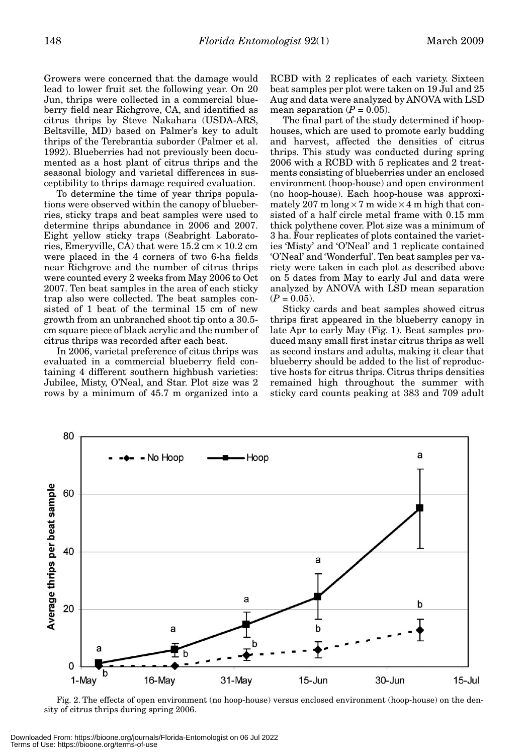Growers were concerned that the damage would lead to lower fruit set the following year. On 20 Jun, thrips were collected in a commercial blueberry field near Richgrove, CA, and identified as citrus thrips by Steve Nakahara (USDA-ARS, Beltsville, MD) based on Palmer's key to adult thrips of the Terebrantia suborder (Palmer et al. 1992). Blueberries had not previously been documented as a host plant of citrus thrips and the seasonal biology and varietal differences in susceptibility to thrips damage required evaluation.

To determine the time of year thrips populations were observed within the canopy of blueberries, sticky traps and beat samples were used to determine thrips abundance in 2006 and 2007. Eight yellow sticky traps (Seabright Laboratories, Emeryville, CA) that were 15.2 cm × 10.2 cm were placed in the 4 corners of two 6-ha fields near Richgrove and the number of citrus thrips were counted every 2 weeks from May 2006 to Oct 2007. Ten beat samples in the area of each sticky trap also were collected. The beat samples consisted of 1 beat of the terminal 15 cm of new growth from an unbranched shoot tip onto a 30.5-cm square piece of black acrylic and the number of citrus thrips was recorded after each beat.

In 2006, varietal preference of citus thrips was evaluated in a commercial blueberry field containing 4 different southern highbush varieties: Jubilee, Misty, O'Neal, and Star. Plot size was 2 rows by a minimum of 45.7 m organized into a RCBD with 2 replicates of each variety. Sixteen beat samples per plot were taken on 19 Jul and 25 Aug and data were analyzed by ANOVA with LSD mean separation ($P = 0.05$).

The final part of the study determined if hoop-houses, which are used to promote early budding and harvest, affected the densities of citrus thrips. This study was conducted during spring 2006 with a RCBD with 5 replicates and 2 treatments consisting of blueberries under an enclosed environment (hoop-house) and open environment (no hoop-house). Each hoop-house was approximately 207 m long × 7 m wide × 4 m high that consisted of a half circle metal frame with 0.15 mm thick polythene cover. Plot size was a minimum of 3 ha. Four replicates of plots contained the varieties 'Misty' and 'O'Neal' and 1 replicate contained 'O'Neal' and 'Wonderful'. Ten beat samples per variety were taken in each plot as described above on 5 dates from May to early Jul and data were analyzed by ANOVA with LSD mean separation ($P = 0.05$).

Sticky cards and beat samples showed citrus thrips first appeared in the blueberry canopy in late Apr to early May (Fig. 1). Beat samples produced many small first instar citrus thrips as well as second instars and adults, making it clear that blueberry should be added to the list of reproductive hosts for citrus thrips. Citrus thrips densities remained high throughout the summer with sticky card counts peaking at 383 and 709 adult

Fig. 2. The effects of open environment (no hoop-house) versus enclosed environment (hoop-house) on the density of citrus thrips during spring 2006.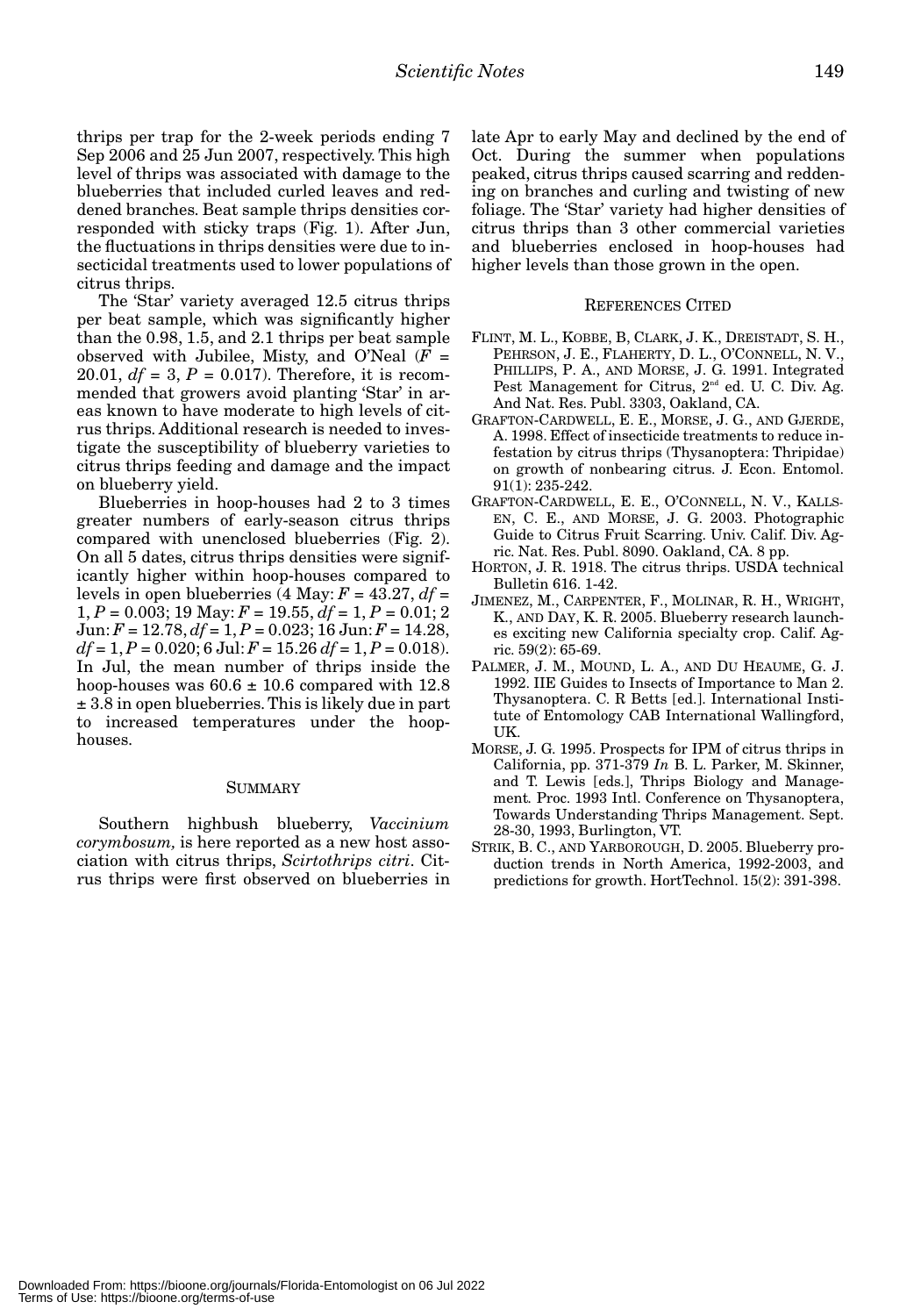thrips per trap for the 2-week periods ending 7 Sep 2006 and 25 Jun 2007, respectively. This high level of thrips was associated with damage to the blueberries that included curled leaves and reddened branches. Beat sample thrips densities corresponded with sticky traps (Fig. 1). After Jun, the fluctuations in thrips densities were due to insecticidal treatments used to lower populations of citrus thrips.

The 'Star' variety averaged 12.5 citrus thrips per beat sample, which was significantly higher than the 0.98, 1.5, and 2.1 thrips per beat sample observed with Jubilee, Misty, and O'Neal ($F$ = 20.01, $df$ = 3, $P$ = 0.017). Therefore, it is recommended that growers avoid planting 'Star' in areas known to have moderate to high levels of citrus thrips. Additional research is needed to investigate the susceptibility of blueberry varieties to citrus thrips feeding and damage and the impact on blueberry yield.

Blueberries in hoop-houses had 2 to 3 times greater numbers of early-season citrus thrips compared with unenclosed blueberries (Fig. 2). On all 5 dates, citrus thrips densities were significantly higher within hoop-houses compared to levels in open blueberries (4 May: $F$ = 43.27, $df$ = 1, $P$ = 0.003; 19 May: $F$ = 19.55, $df$ = 1, $P$ = 0.01; 2 Jun: $F$ = 12.78, $df$ = 1, $P$ = 0.023; 16 Jun: $F$ = 14.28, $df$ = 1, $P$ = 0.020; 6 Jul: $F$ = 15.26 $df$ = 1, $P$ = 0.018). In Jul, the mean number of thrips inside the hoop-houses was 60.6 ± 10.6 compared with 12.8 ± 3.8 in open blueberries. This is likely due in part to increased temperatures under the hoop-houses.

## SUMMARY

Southern highbush blueberry, *Vaccinium corymbosum,* is here reported as a new host association with citrus thrips, *Scirtothrips citri*. Citrus thrips were first observed on blueberries in late Apr to early May and declined by the end of Oct. During the summer when populations peaked, citrus thrips caused scarring and reddening on branches and curling and twisting of new foliage. The 'Star' variety had higher densities of citrus thrips than 3 other commercial varieties and blueberries enclosed in hoop-houses had higher levels than those grown in the open.

## REFERENCES CITED

FLINT, M. L., KOBBE, B, CLARK, J. K., DREISTADT, S. H., PEHRSON, J. E., FLAHERTY, D. L., O'CONNELL, N. V., PHILLIPS, P. A., AND MORSE, J. G. 1991. Integrated Pest Management for Citrus, 2nd ed. U. C. Div. Ag. And Nat. Res. Publ. 3303, Oakland, CA.

GRAFTON-CARDWELL, E. E., MORSE, J. G., AND GJERDE, A. 1998. Effect of insecticide treatments to reduce infestation by citrus thrips (Thysanoptera: Thripidae) on growth of nonbearing citrus. J. Econ. Entomol. 91(1): 235-242.

GRAFTON-CARDWELL, E. E., O'CONNELL, N. V., KALLSEN, C. E., AND MORSE, J. G. 2003. Photographic Guide to Citrus Fruit Scarring. Univ. Calif. Div. Agric. Nat. Res. Publ. 8090. Oakland, CA. 8 pp.

HORTON, J. R. 1918. The citrus thrips. USDA technical Bulletin 616. 1-42.

JIMENEZ, M., CARPENTER, F., MOLINAR, R. H., WRIGHT, K., AND DAY, K. R. 2005. Blueberry research launches exciting new California specialty crop. Calif. Agric. 59(2): 65-69.

PALMER, J. M., MOUND, L. A., AND DU HEAUME, G. J. 1992. IIE Guides to Insects of Importance to Man 2. Thysanoptera. C. R Betts [ed.]. International Institute of Entomology CAB International Wallingford, UK.

MORSE, J. G. 1995. Prospects for IPM of citrus thrips in California, pp. 371-379 *In* B. L. Parker, M. Skinner, and T. Lewis [eds.], Thrips Biology and Management. Proc. 1993 Intl. Conference on Thysanoptera, Towards Understanding Thrips Management. Sept. 28-30, 1993, Burlington, VT.

STRIK, B. C., AND YARBOROUGH, D. 2005. Blueberry production trends in North America, 1992-2003, and predictions for growth. HortTechnol. 15(2): 391-398.